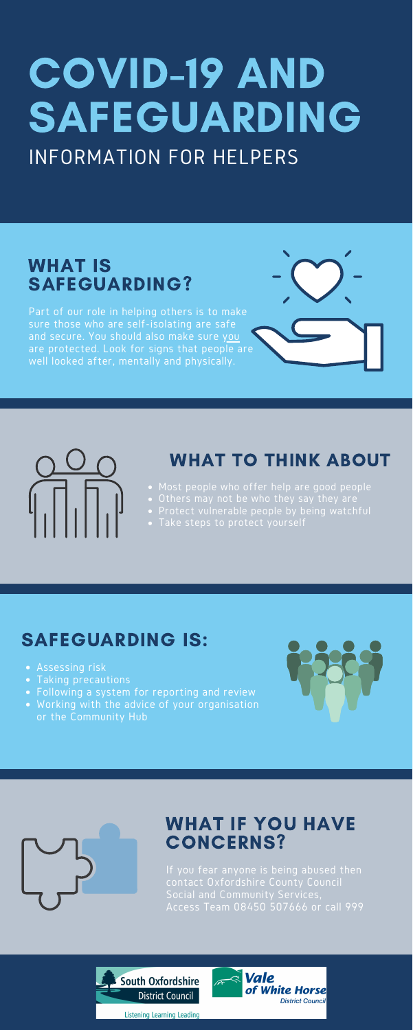# COVID-19 AND SAFEGUARDING

INFORMATION FOR HELPERS

## WHAT IS SAFEGUARDING?

Part of our role in helping others is to make sure those who are self-isolating are safe and secure. You should also make sure you are protected. Look for signs that people are well looked after, mentally and physically.

## WHAT TO THINK ABOUT

- Most people who offer help are good people
- Others may not be who they say they are
- Protect vulnerable people by being watchful
- Take steps to protect yourself

## SAFEGUARDING IS:

- Assessing risk
- Taking precautions
- Following a system for reporting and review
- Working with the advice of your organisation or the Community Hub

## WHAT IF YOU HAVE CONCERNS?

If you fear anyone is being abused then contact Oxfordshire County Council Social and Community Services, Access Team 08450 507666 or call 999

South Oxfordshire District Council
Listening Learning Leading

Vale of White Horse District Council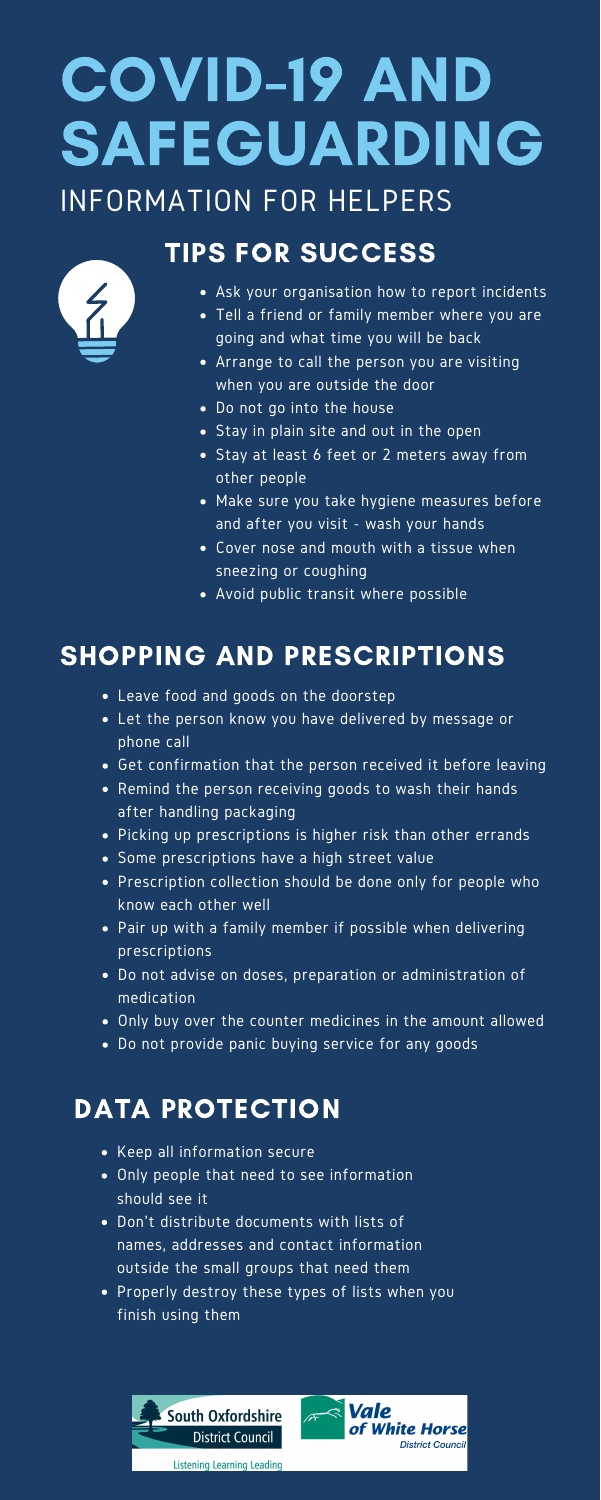# COVID-19 AND SAFEGUARDING

INFORMATION FOR HELPERS

## TIPS FOR SUCCESS

- Ask your organisation how to report incidents
- Tell a friend or family member where you are going and what time you will be back
- Arrange to call the person you are visiting when you are outside the door
- Do not go into the house
- Stay in plain site and out in the open
- Stay at least 6 feet or 2 meters away from other people
- Make sure you take hygiene measures before and after you visit - wash your hands
- Cover nose and mouth with a tissue when sneezing or coughing
- Avoid public transit where possible

## SHOPPING AND PRESCRIPTIONS

- Leave food and goods on the doorstep
- Let the person know you have delivered by message or phone call
- Get confirmation that the person received it before leaving
- Remind the person receiving goods to wash their hands after handling packaging
- Picking up prescriptions is higher risk than other errands
- Some prescriptions have a high street value
- Prescription collection should be done only for people who know each other well
- Pair up with a family member if possible when delivering prescriptions
- Do not advise on doses, preparation or administration of medication
- Only buy over the counter medicines in the amount allowed
- Do not provide panic buying service for any goods

## DATA PROTECTION

- Keep all information secure
- Only people that need to see information should see it
- Don't distribute documents with lists of names, addresses and contact information outside the small groups that need them
- Properly destroy these types of lists when you finish using them

South Oxfordshire District Council

Listening Learning Leading

Vale of White Horse District Council